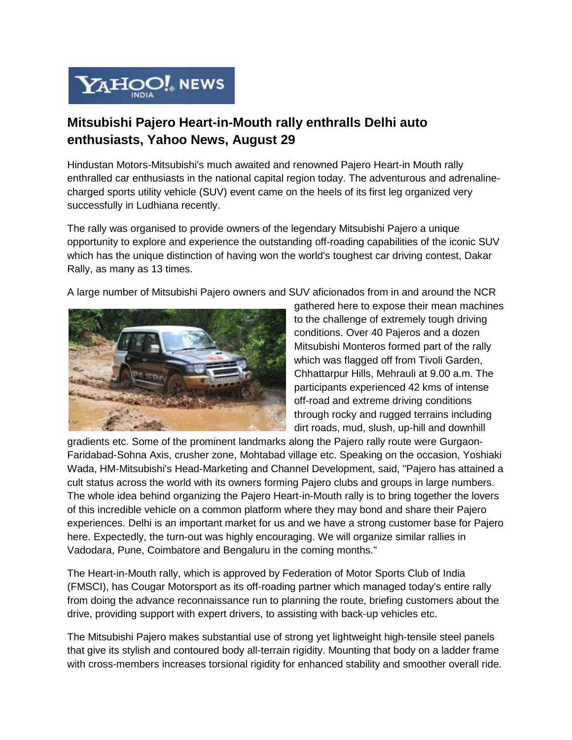## Mitsubishi Pajero Heart-in-Mouth rally enthralls Delhi auto enthusiasts, Yahoo News, August 29

Hindustan Motors-Mitsubishi's much awaited and renowned Pajero Heart-in Mouth rally enthralled car enthusiasts in the national capital region today. The adventurous and adrenaline-charged sports utility vehicle (SUV) event came on the heels of its first leg organized very successfully in Ludhiana recently.

The rally was organised to provide owners of the legendary Mitsubishi Pajero a unique opportunity to explore and experience the outstanding off-roading capabilities of the iconic SUV which has the unique distinction of having won the world's toughest car driving contest, Dakar Rally, as many as 13 times.

A large number of Mitsubishi Pajero owners and SUV aficionados from in and around the NCR gathered here to expose their mean machines to the challenge of extremely tough driving conditions. Over 40 Pajeros and a dozen Mitsubishi Monteros formed part of the rally which was flagged off from Tivoli Garden, Chhattarpur Hills, Mehrauli at 9.00 a.m. The participants experienced 42 kms of intense off-road and extreme driving conditions through rocky and rugged terrains including dirt roads, mud, slush, up-hill and downhill gradients etc. Some of the prominent landmarks along the Pajero rally route were Gurgaon-Faridabad-Sohna Axis, crusher zone, Mohtabad village etc. Speaking on the occasion, Yoshiaki Wada, HM-Mitsubishi's Head-Marketing and Channel Development, said, "Pajero has attained a cult status across the world with its owners forming Pajero clubs and groups in large numbers. The whole idea behind organizing the Pajero Heart-in-Mouth rally is to bring together the lovers of this incredible vehicle on a common platform where they may bond and share their Pajero experiences. Delhi is an important market for us and we have a strong customer base for Pajero here. Expectedly, the turn-out was highly encouraging. We will organize similar rallies in Vadodara, Pune, Coimbatore and Bengaluru in the coming months."

The Heart-in-Mouth rally, which is approved by Federation of Motor Sports Club of India (FMSCI), has Cougar Motorsport as its off-roading partner which managed today's entire rally from doing the advance reconnaissance run to planning the route, briefing customers about the drive, providing support with expert drivers, to assisting with back-up vehicles etc.

The Mitsubishi Pajero makes substantial use of strong yet lightweight high-tensile steel panels that give its stylish and contoured body all-terrain rigidity. Mounting that body on a ladder frame with cross-members increases torsional rigidity for enhanced stability and smoother overall ride.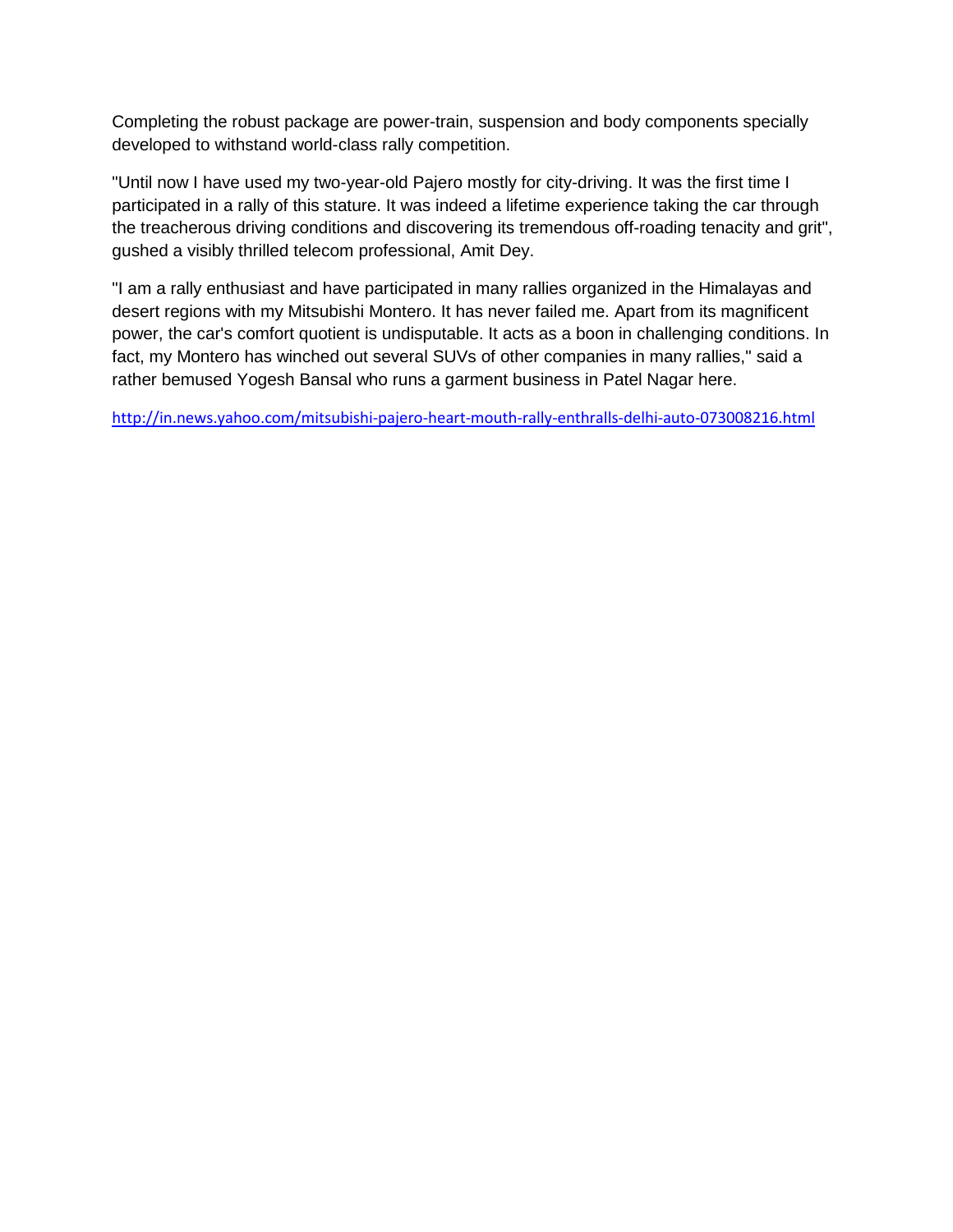Completing the robust package are power-train, suspension and body components specially developed to withstand world-class rally competition.

"Until now I have used my two-year-old Pajero mostly for city-driving. It was the first time I participated in a rally of this stature. It was indeed a lifetime experience taking the car through the treacherous driving conditions and discovering its tremendous off-roading tenacity and grit", gushed a visibly thrilled telecom professional, Amit Dey.

"I am a rally enthusiast and have participated in many rallies organized in the Himalayas and desert regions with my Mitsubishi Montero. It has never failed me. Apart from its magnificent power, the car's comfort quotient is undisputable. It acts as a boon in challenging conditions. In fact, my Montero has winched out several SUVs of other companies in many rallies," said a rather bemused Yogesh Bansal who runs a garment business in Patel Nagar here.

http://in.news.yahoo.com/mitsubishi-pajero-heart-mouth-rally-enthralls-delhi-auto-073008216.html